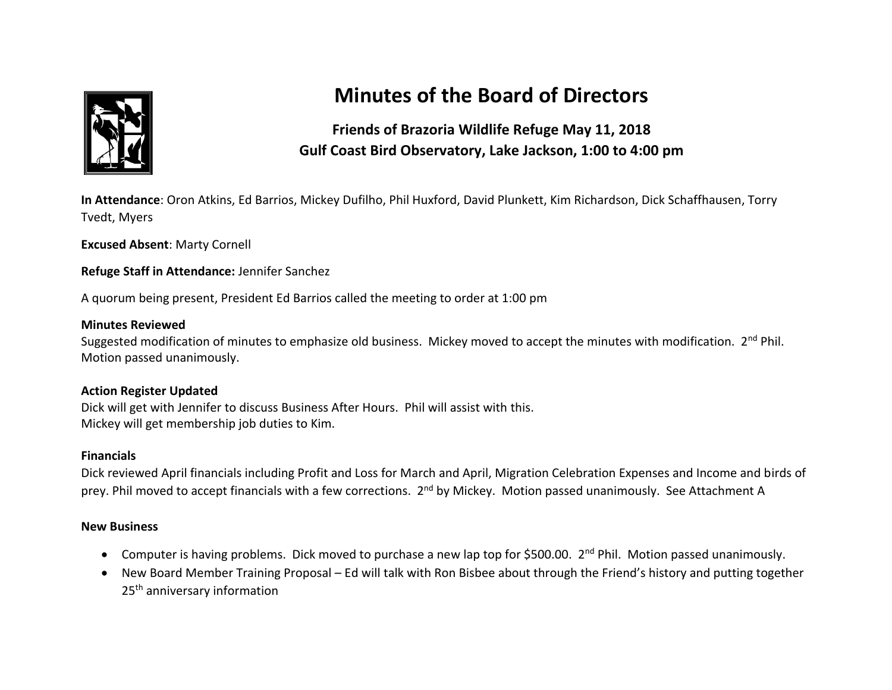# Minutes of the Board of Directors

### Friends of Brazoria Wildlife Refuge May 11, 2018
### Gulf Coast Bird Observatory, Lake Jackson, 1:00 to 4:00 pm

**In Attendance**: Oron Atkins, Ed Barrios, Mickey Dufilho, Phil Huxford, David Plunkett, Kim Richardson, Dick Schaffhausen, Torry Tvedt, Myers

**Excused Absent**: Marty Cornell

**Refuge Staff in Attendance:** Jennifer Sanchez

A quorum being present, President Ed Barrios called the meeting to order at 1:00 pm

**Minutes Reviewed**

Suggested modification of minutes to emphasize old business. Mickey moved to accept the minutes with modification. 2nd Phil. Motion passed unanimously.

**Action Register Updated**

Dick will get with Jennifer to discuss Business After Hours. Phil will assist with this.
Mickey will get membership job duties to Kim.

**Financials**

Dick reviewed April financials including Profit and Loss for March and April, Migration Celebration Expenses and Income and birds of prey. Phil moved to accept financials with a few corrections. 2nd by Mickey. Motion passed unanimously. See Attachment A

**New Business**

- Computer is having problems. Dick moved to purchase a new lap top for $500.00. 2nd Phil. Motion passed unanimously.
- New Board Member Training Proposal – Ed will talk with Ron Bisbee about through the Friend's history and putting together 25th anniversary information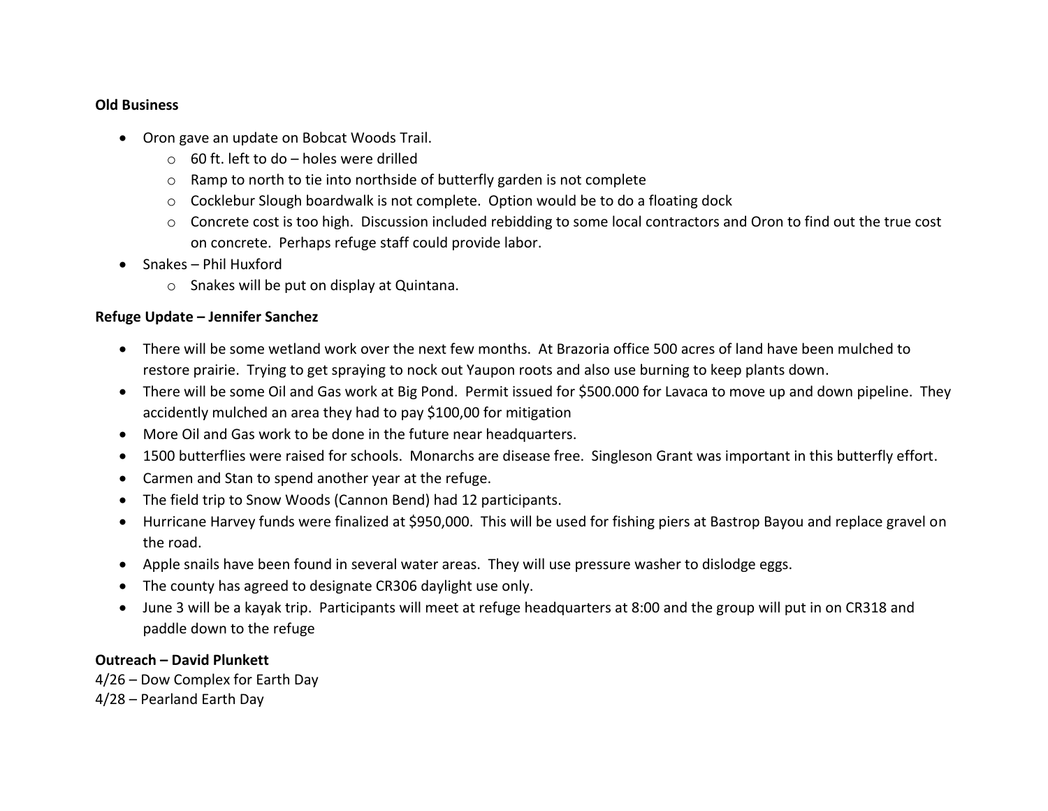**Old Business**

- Oron gave an update on Bobcat Woods Trail.
  - 60 ft. left to do – holes were drilled
  - Ramp to north to tie into northside of butterfly garden is not complete
  - Cocklebur Slough boardwalk is not complete. Option would be to do a floating dock
  - Concrete cost is too high. Discussion included rebidding to some local contractors and Oron to find out the true cost on concrete. Perhaps refuge staff could provide labor.
- Snakes – Phil Huxford
  - Snakes will be put on display at Quintana.

**Refuge Update – Jennifer Sanchez**

- There will be some wetland work over the next few months. At Brazoria office 500 acres of land have been mulched to restore prairie. Trying to get spraying to nock out Yaupon roots and also use burning to keep plants down.
- There will be some Oil and Gas work at Big Pond. Permit issued for $500.000 for Lavaca to move up and down pipeline. They accidently mulched an area they had to pay $100,00 for mitigation
- More Oil and Gas work to be done in the future near headquarters.
- 1500 butterflies were raised for schools. Monarchs are disease free. Singleson Grant was important in this butterfly effort.
- Carmen and Stan to spend another year at the refuge.
- The field trip to Snow Woods (Cannon Bend) had 12 participants.
- Hurricane Harvey funds were finalized at $950,000. This will be used for fishing piers at Bastrop Bayou and replace gravel on the road.
- Apple snails have been found in several water areas. They will use pressure washer to dislodge eggs.
- The county has agreed to designate CR306 daylight use only.
- June 3 will be a kayak trip. Participants will meet at refuge headquarters at 8:00 and the group will put in on CR318 and paddle down to the refuge

**Outreach – David Plunkett**

4/26 – Dow Complex for Earth Day

4/28 – Pearland Earth Day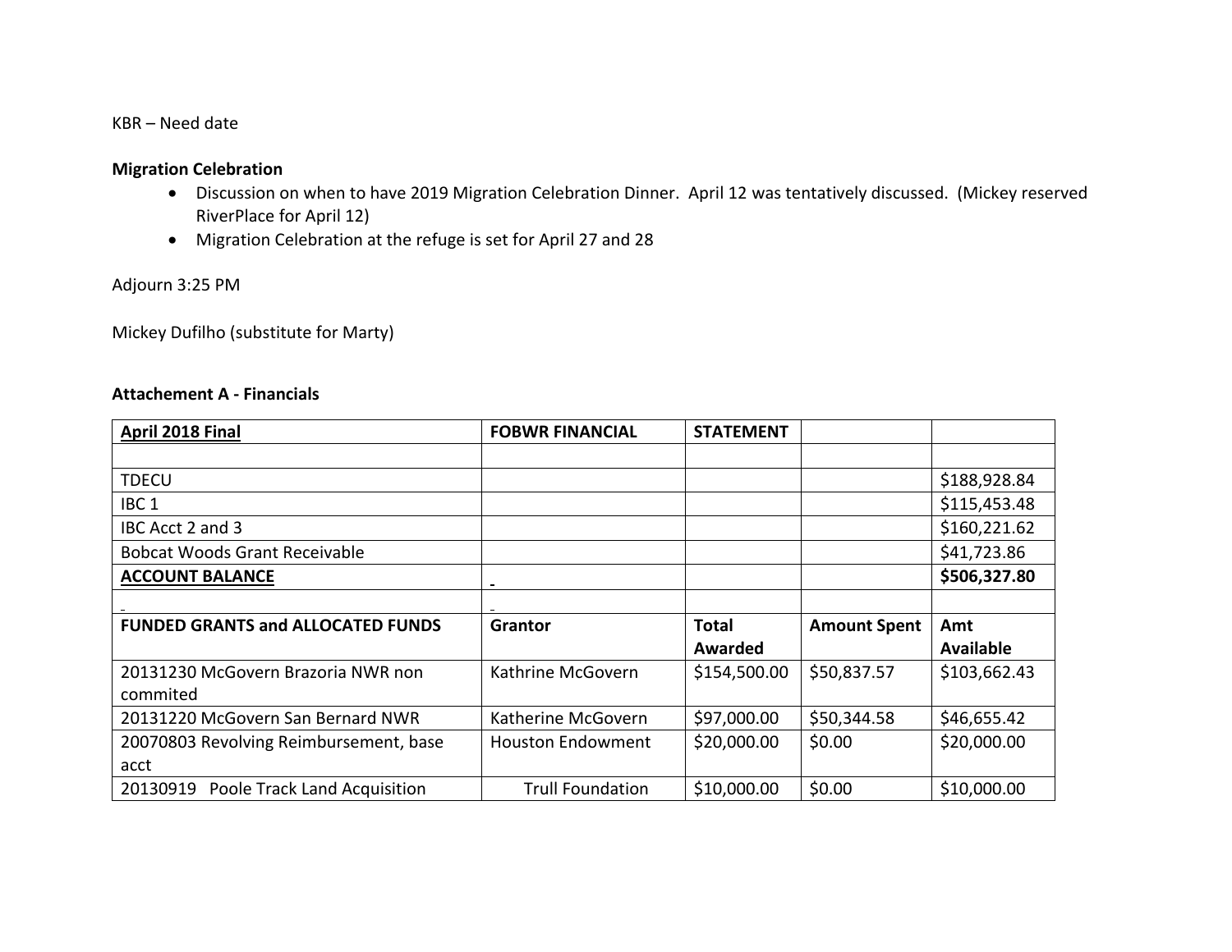KBR – Need date

**Migration Celebration**

- Discussion on when to have 2019 Migration Celebration Dinner. April 12 was tentatively discussed. (Mickey reserved RiverPlace for April 12)
- Migration Celebration at the refuge is set for April 27 and 28

Adjourn 3:25 PM

Mickey Dufilho (substitute for Marty)

**Attachement A - Financials**

| **April 2018 Final** | **FOBWR FINANCIAL** | **STATEMENT** | | |
|---|---|---|---|---|
| | | | | |
| TDECU | | | | $188,928.84 |
| IBC 1 | | | | $115,453.48 |
| IBC Acct 2 and 3 | | | | $160,221.62 |
| Bobcat Woods Grant Receivable | | | | $41,723.86 |
| **ACCOUNT BALANCE** | | | | **$506,327.80** |
| | | | | |
| **FUNDED GRANTS and ALLOCATED FUNDS** | **Grantor** | **Total Awarded** | **Amount Spent** | **Amt Available** |
| 20131230 McGovern Brazoria NWR non commited | Kathrine McGovern | $154,500.00 | $50,837.57 | $103,662.43 |
| 20131220 McGovern San Bernard NWR | Katherine McGovern | $97,000.00 | $50,344.58 | $46,655.42 |
| 20070803 Revolving Reimbursement, base acct | Houston Endowment | $20,000.00 | $0.00 | $20,000.00 |
| 20130919 Poole Track Land Acquisition | Trull Foundation | $10,000.00 | $0.00 | $10,000.00 |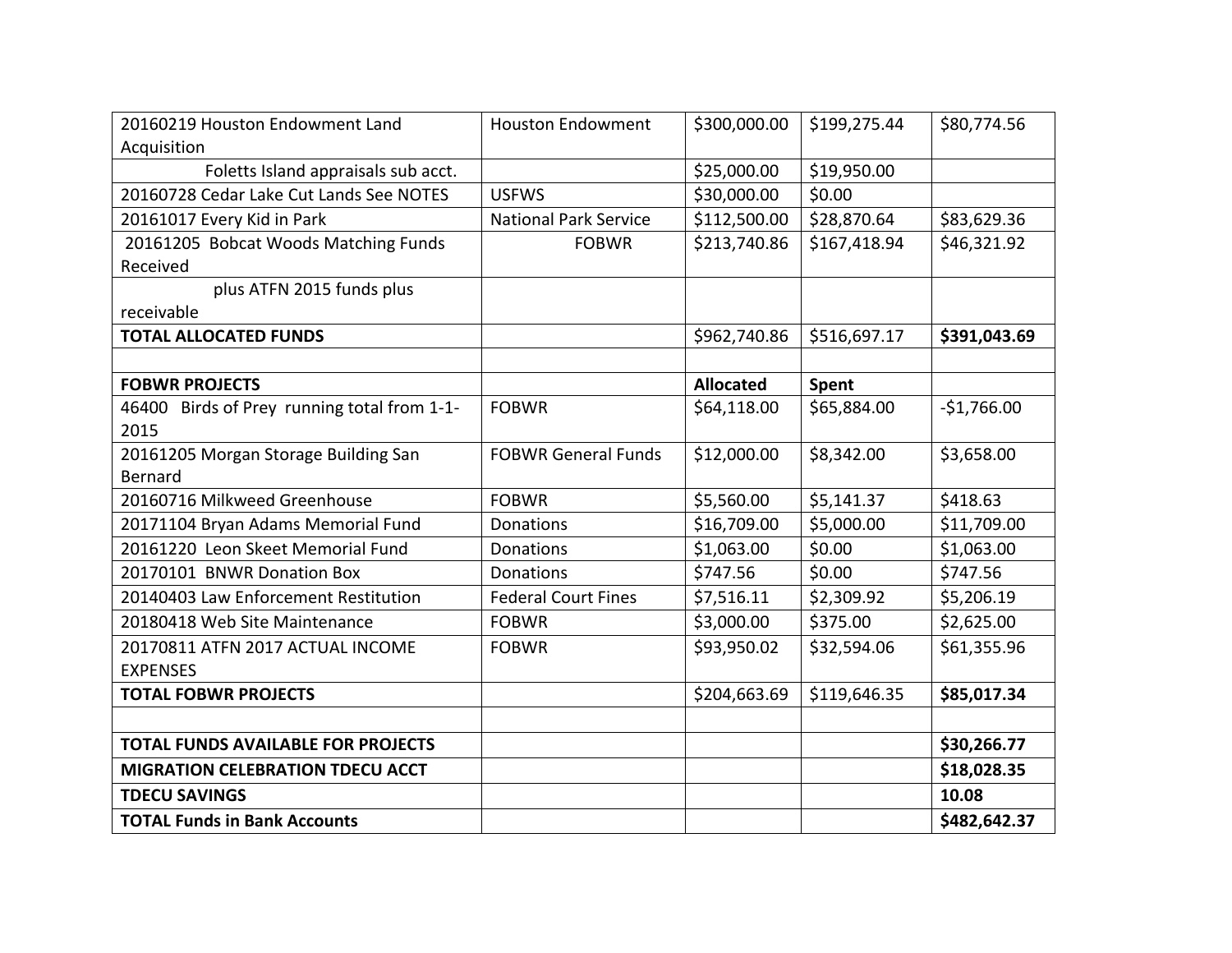| | | | | |
|---|---|---|---|---|
| 20160219 Houston Endowment Land Acquisition | Houston Endowment | $300,000.00 | $199,275.44 | $80,774.56 |
| Foletts Island appraisals sub acct. | | $25,000.00 | $19,950.00 | |
| 20160728 Cedar Lake Cut Lands See NOTES | USFWS | $30,000.00 | $0.00 | |
| 20161017 Every Kid in Park | National Park Service | $112,500.00 | $28,870.64 | $83,629.36 |
| 20161205 Bobcat Woods Matching Funds Received | FOBWR | $213,740.86 | $167,418.94 | $46,321.92 |
| plus ATFN 2015 funds plus receivable | | | | |
| **TOTAL ALLOCATED FUNDS** | | $962,740.86 | $516,697.17 | **$391,043.69** |
| | | | | |
| **FOBWR PROJECTS** | | **Allocated** | **Spent** | |
| 46400 Birds of Prey running total from 1-1-2015 | FOBWR | $64,118.00 | $65,884.00 | -$1,766.00 |
| 20161205 Morgan Storage Building San Bernard | FOBWR General Funds | $12,000.00 | $8,342.00 | $3,658.00 |
| 20160716 Milkweed Greenhouse | FOBWR | $5,560.00 | $5,141.37 | $418.63 |
| 20171104 Bryan Adams Memorial Fund | Donations | $16,709.00 | $5,000.00 | $11,709.00 |
| 20161220 Leon Skeet Memorial Fund | Donations | $1,063.00 | $0.00 | $1,063.00 |
| 20170101 BNWR Donation Box | Donations | $747.56 | $0.00 | $747.56 |
| 20140403 Law Enforcement Restitution | Federal Court Fines | $7,516.11 | $2,309.92 | $5,206.19 |
| 20180418 Web Site Maintenance | FOBWR | $3,000.00 | $375.00 | $2,625.00 |
| 20170811 ATFN 2017 ACTUAL INCOME EXPENSES | FOBWR | $93,950.02 | $32,594.06 | $61,355.96 |
| **TOTAL FOBWR PROJECTS** | | $204,663.69 | $119,646.35 | **$85,017.34** |
| | | | | |
| **TOTAL FUNDS AVAILABLE FOR PROJECTS** | | | | **$30,266.77** |
| **MIGRATION CELEBRATION TDECU ACCT** | | | | **$18,028.35** |
| **TDECU SAVINGS** | | | | **10.08** |
| **TOTAL Funds in Bank Accounts** | | | | **$482,642.37** |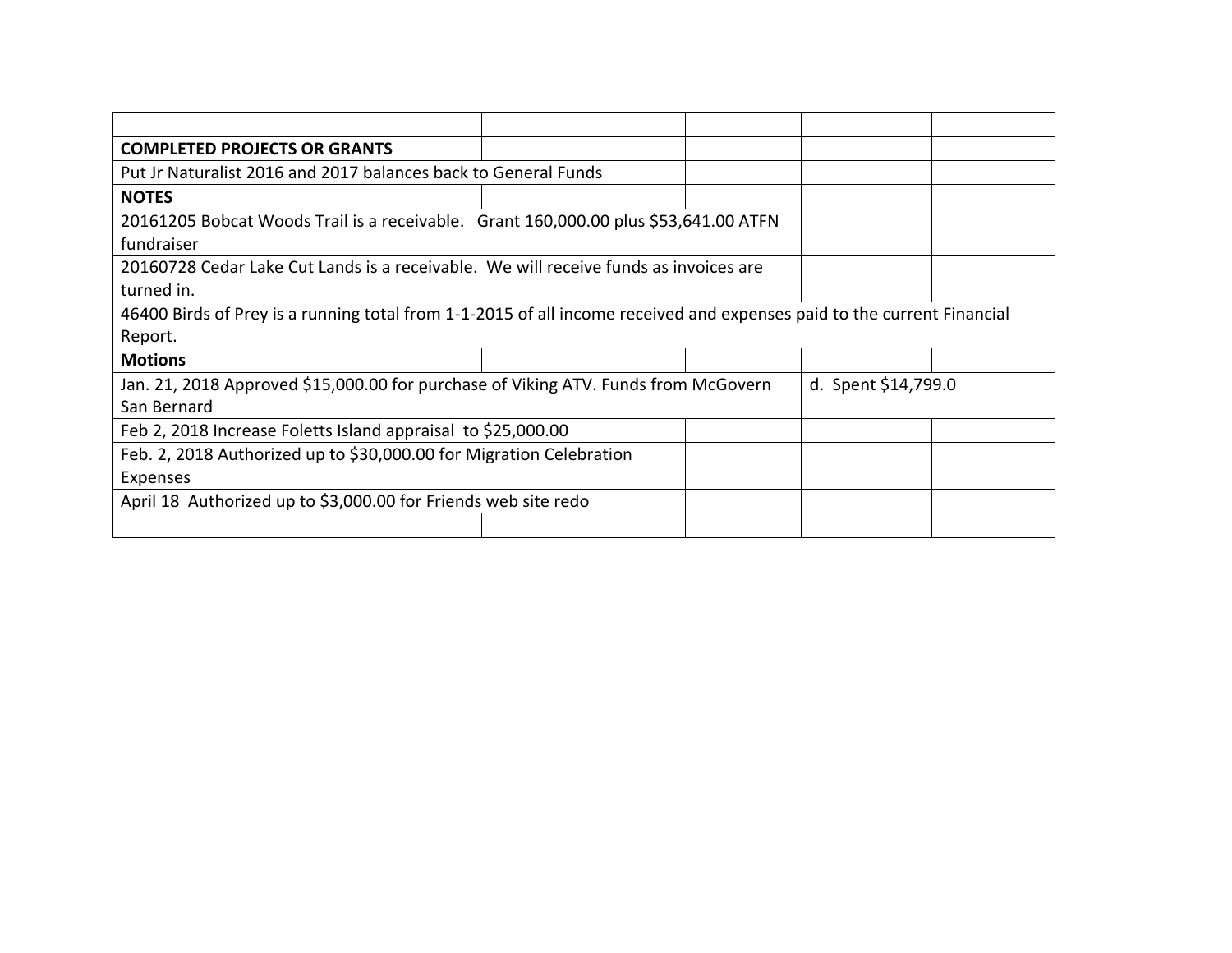| | | | | |
|---|---|---|---|---|
| | | | | |
| **COMPLETED PROJECTS OR GRANTS** | | | | |
| Put Jr Naturalist 2016 and 2017 balances back to General Funds | | | | |
| **NOTES** | | | | |
| 20161205 Bobcat Woods Trail is a receivable. Grant 160,000.00 plus $53,641.00 ATFN fundraiser | | | | |
| 20160728 Cedar Lake Cut Lands is a receivable. We will receive funds as invoices are turned in. | | | | |
| 46400 Birds of Prey is a running total from 1-1-2015 of all income received and expenses paid to the current Financial Report. | | | | |
| **Motions** | | | | |
| Jan. 21, 2018 Approved $15,000.00 for purchase of Viking ATV. Funds from McGovern San Bernard | | | d. Spent $14,799.0 | |
| Feb 2, 2018 Increase Foletts Island appraisal to $25,000.00 | | | | |
| Feb. 2, 2018 Authorized up to $30,000.00 for Migration Celebration Expenses | | | | |
| April 18 Authorized up to $3,000.00 for Friends web site redo | | | | |
| | | | | |